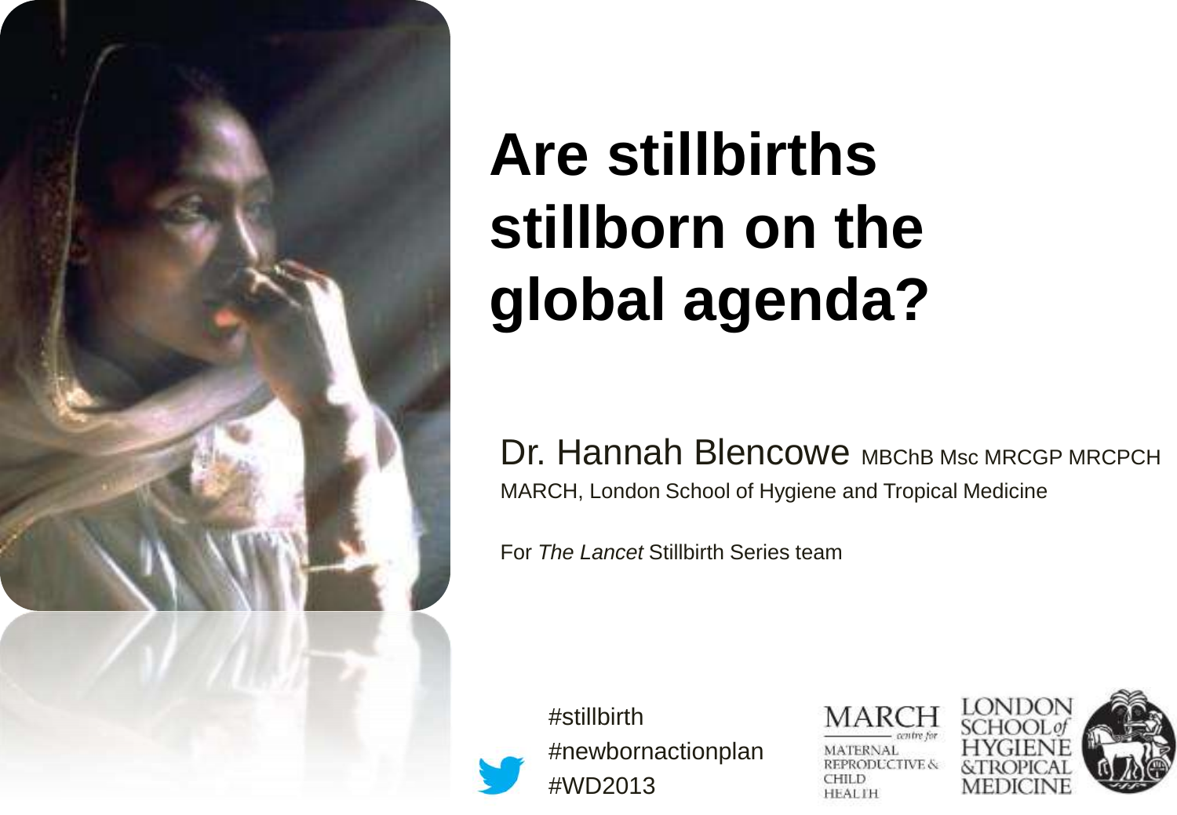# Are stillbirths stillborn on the global agenda?

Dr. Hannah Blencowe MBChB Msc MRCGP MRCPCH

MARCH, London School of Hygiene and Tropical Medicine

For *The Lancet* Stillbirth Series team

#stillbirth
#newbornactionplan
#WD2013

MARCH centre for MATERNAL REPRODUCTIVE & CHILD HEALTH

LONDON SCHOOL of HYGIENE &TROPICAL MEDICINE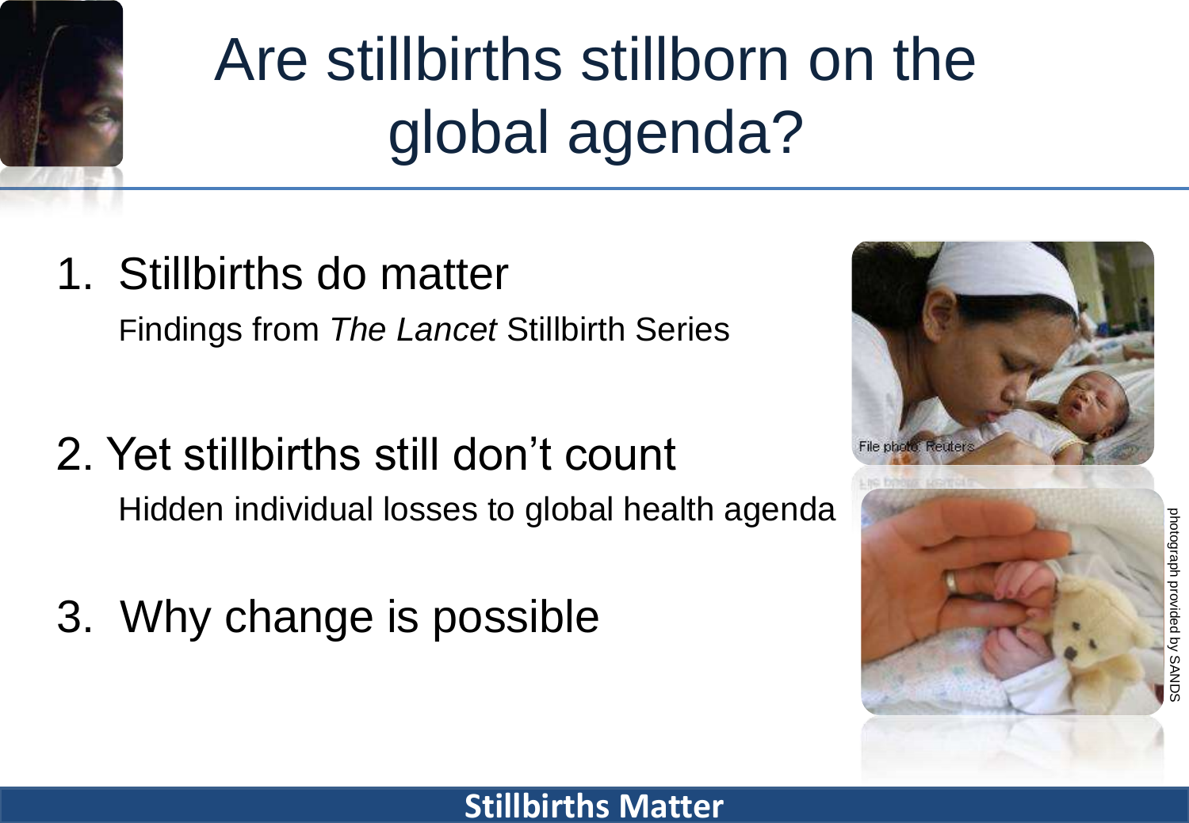# Are stillbirths stillborn on the global agenda?

1. Stillbirths do matter

   Findings from *The Lancet* Stillbirth Series

2. Yet stillbirths still don't count

   Hidden individual losses to global health agenda

3. Why change is possible

File photo: Reuters

photograph provided by SANDS

**Stillbirths Matter**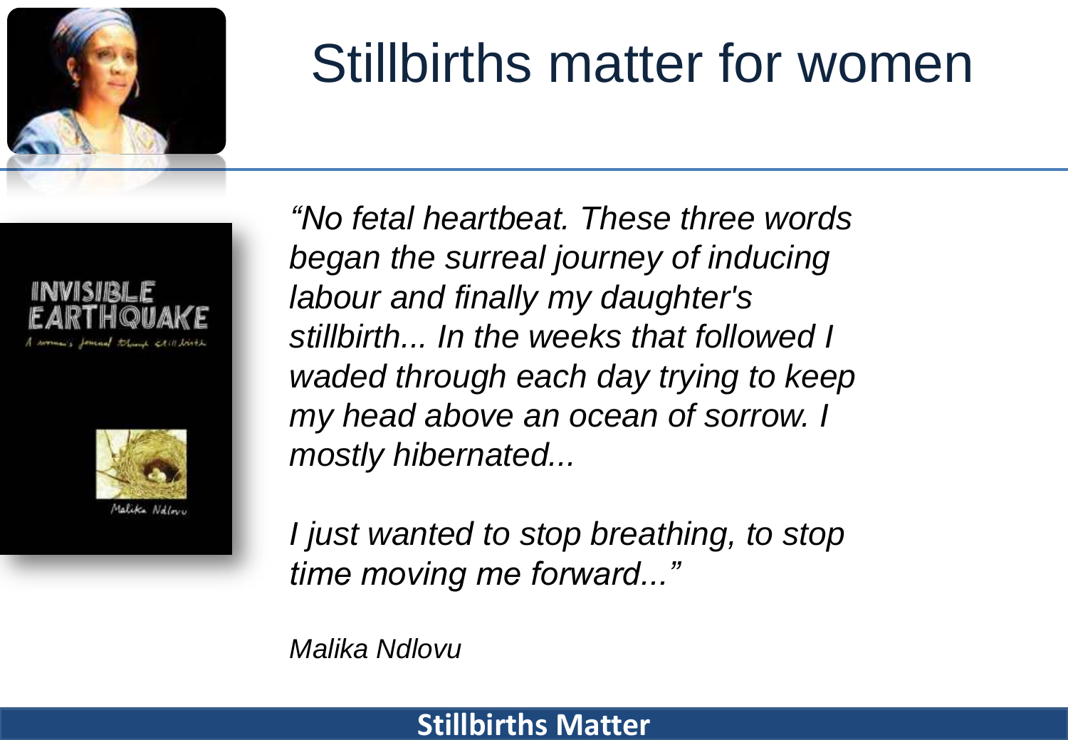# Stillbirths matter for women

*"No fetal heartbeat. These three words began the surreal journey of inducing labour and finally my daughter's stillbirth... In the weeks that followed I waded through each day trying to keep my head above an ocean of sorrow. I mostly hibernated...*

*I just wanted to stop breathing, to stop time moving me forward..."*

*Malika Ndlovu*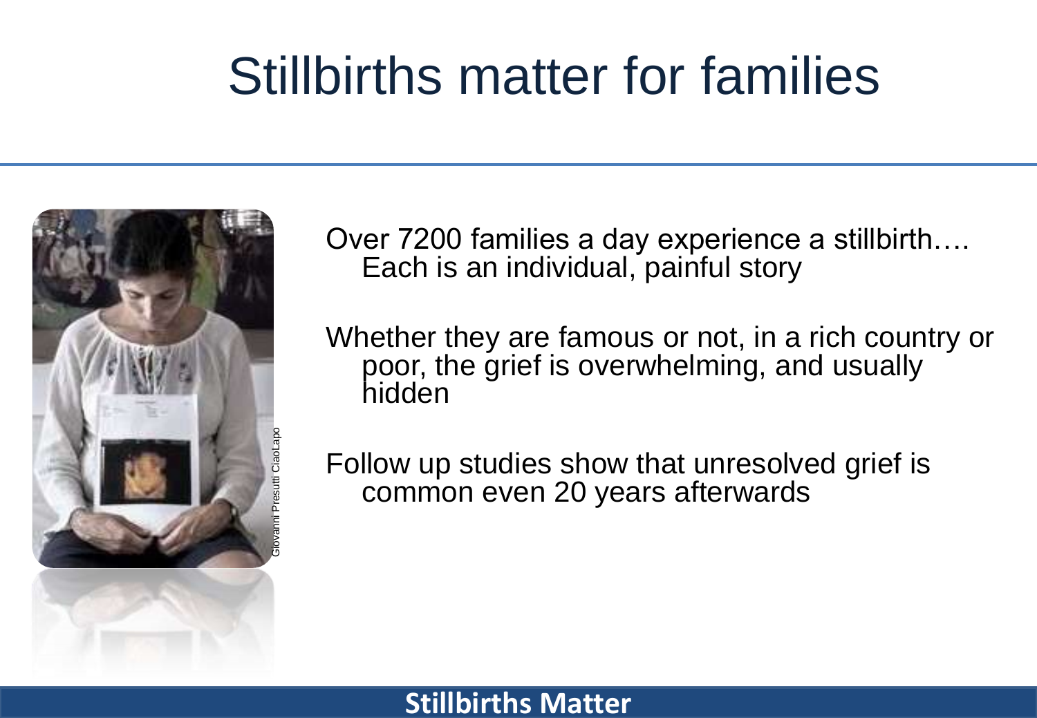# Stillbirths matter for families

Giovanni Presutti CiaoLapo

Over 7200 families a day experience a stillbirth…. Each is an individual, painful story

Whether they are famous or not, in a rich country or poor, the grief is overwhelming, and usually hidden

Follow up studies show that unresolved grief is common even 20 years afterwards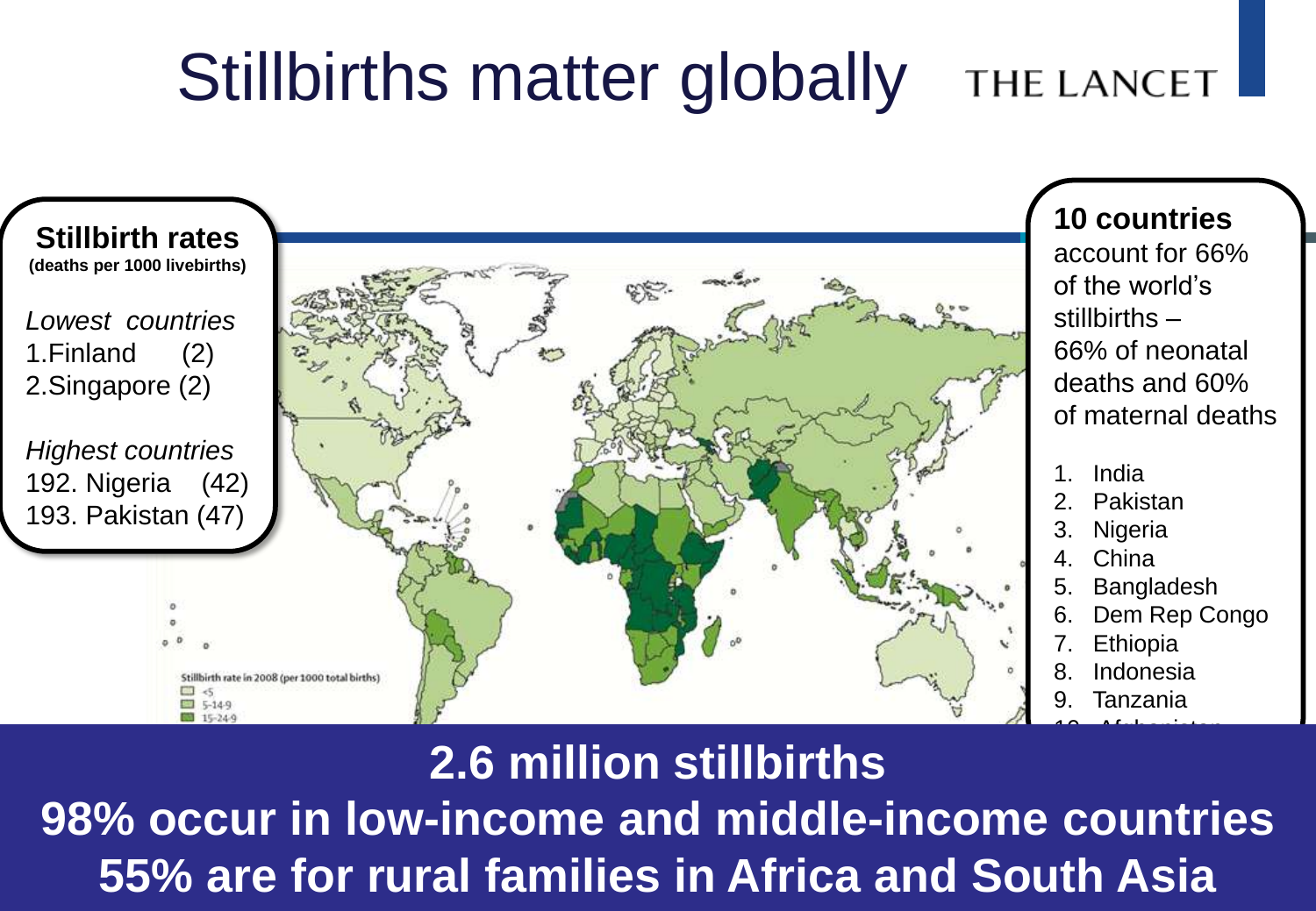# Stillbirths matter globally

THE LANCET

**Stillbirth rates**
**(deaths per 1000 livebirths)**

*Lowest countries*
1. Finland (2)
2. Singapore (2)

*Highest countries*
192. Nigeria (42)
193. Pakistan (47)

Stillbirth rate in 2008 (per 1000 total births)
- <5
- 5-14·9
- 15-24·9

**10 countries** account for 66% of the world's stillbirths – 66% of neonatal deaths and 60% of maternal deaths

1. India
2. Pakistan
3. Nigeria
4. China
5. Bangladesh
6. Dem Rep Congo
7. Ethiopia
8. Indonesia
9. Tanzania
10. Afghanistan

**2.6 million stillbirths**
**98% occur in low-income and middle-income countries**
**55% are for rural families in Africa and South Asia**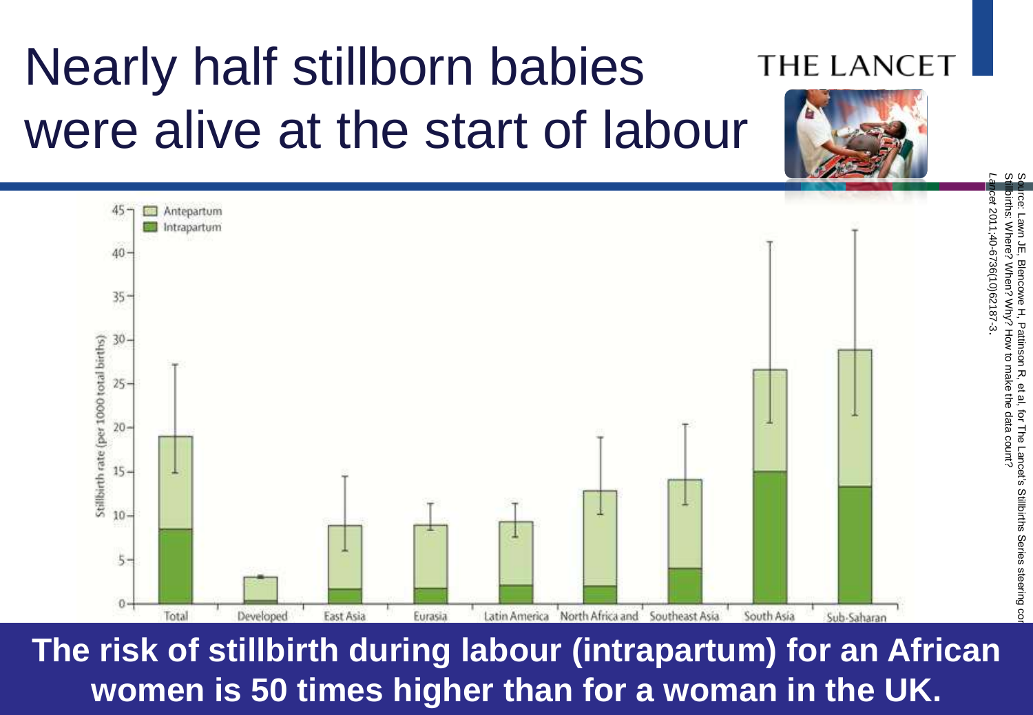# Nearly half stillborn babies were alive at the start of labour

THE LANCET

Source: Lawn JE, Blencowe H, Pattinson R, et al, for The Lancet's Stillbirths Series steering committee. Stillbirths: Where? When? Why? How to make the data count? *Lancet* 2011;40-6736(10)62187-3.

Stillbirth rate (per 1000 total births)

Antepartum
Intrapartum

Total · Developed · East Asia · Eurasia · Latin America · North Africa and · Southeast Asia · South Asia · Sub-Saharan

**The risk of stillbirth during labour (intrapartum) for an African women is 50 times higher than for a woman in the UK.**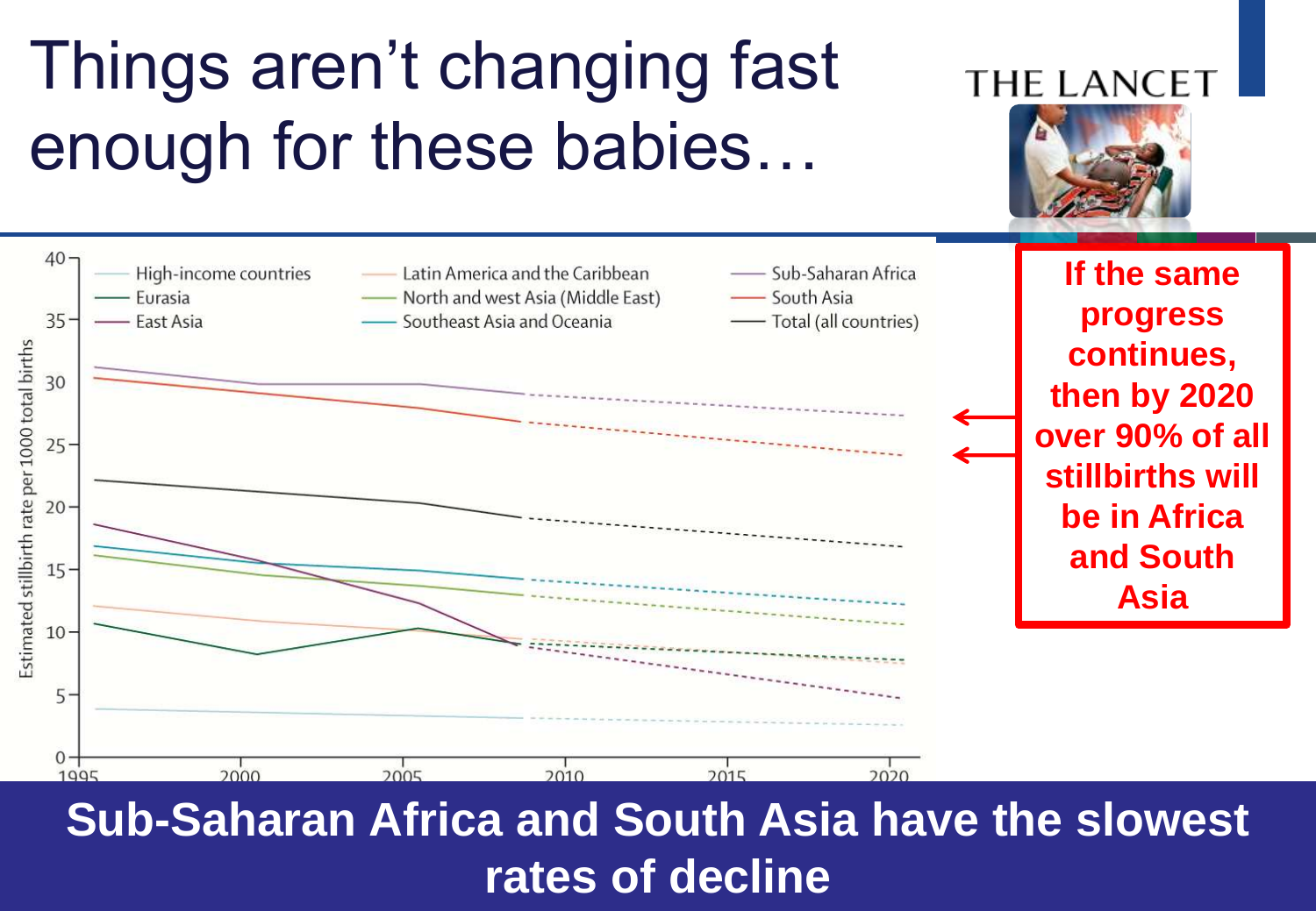# Things aren't changing fast enough for these babies…

THE LANCET

Estimated stillbirth rate per 1000 total births

- High-income countries
- Eurasia
- East Asia
- Latin America and the Caribbean
- North and west Asia (Middle East)
- Southeast Asia and Oceania
- Sub-Saharan Africa
- South Asia
- Total (all countries)

0, 5, 10, 15, 20, 25, 30, 35, 40

1995, 2000, 2005, 2010, 2015, 2020

**If the same progress continues, then by 2020 over 90% of all stillbirths will be in Africa and South Asia**

**Sub-Saharan Africa and South Asia have the slowest rates of decline**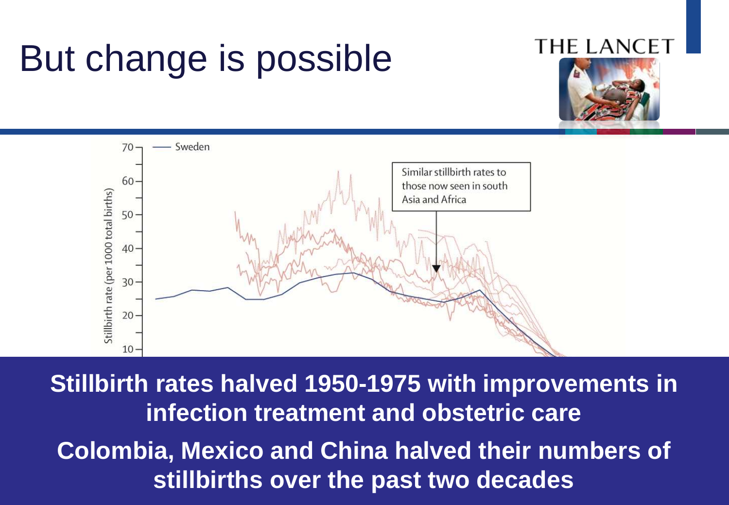# But change is possible

THE LANCET

**Stillbirth rates halved 1950-1975 with improvements in infection treatment and obstetric care**

**Colombia, Mexico and China halved their numbers of stillbirths over the past two decades**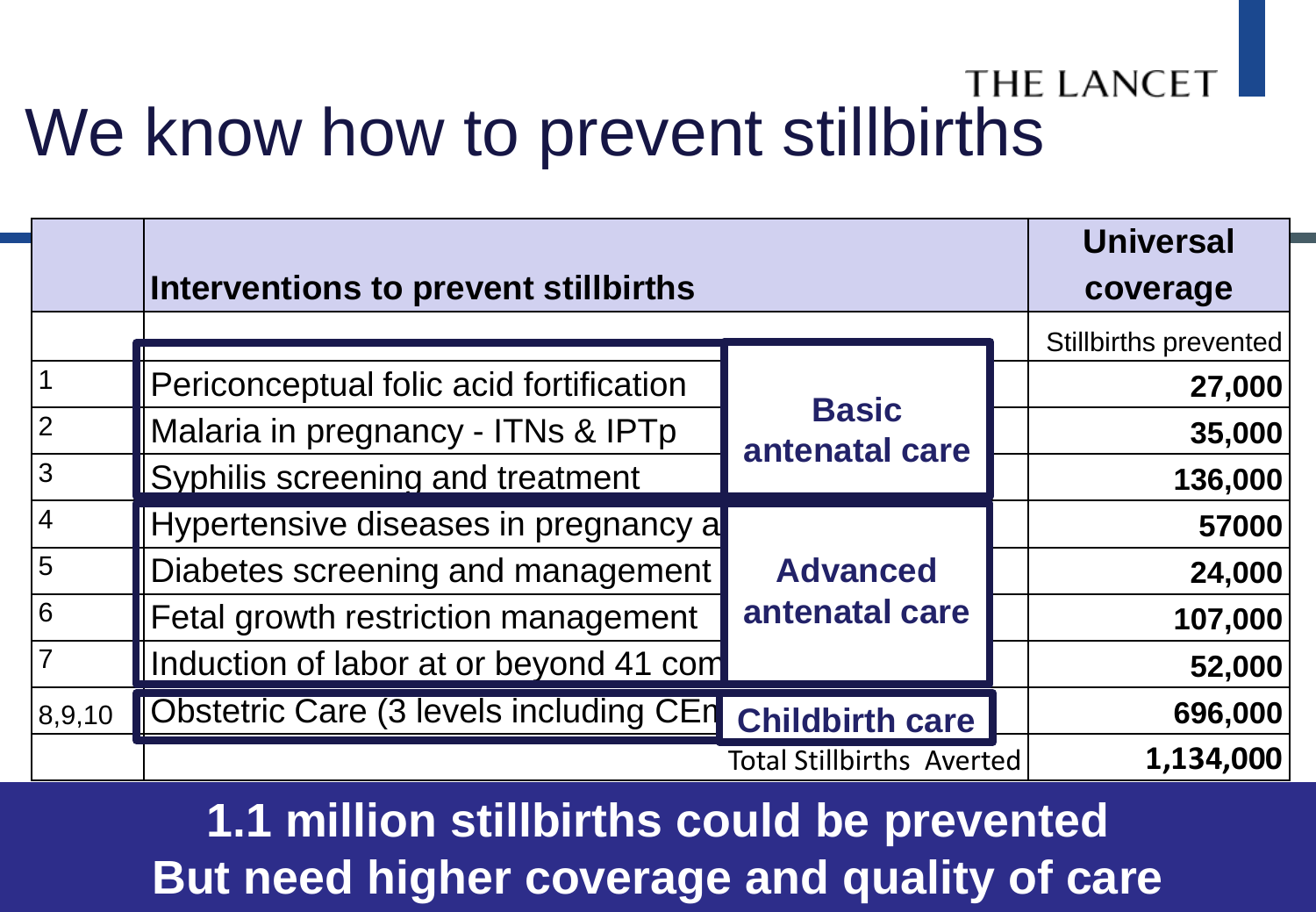# We know how to prevent stillbirths

THE LANCET

| | Interventions to prevent stillbirths | | Universal coverage |
|---|---|---|---|
| | | | Stillbirths prevented |
| 1 | Periconceptual folic acid fortification | Basic antenatal care | 27,000 |
| 2 | Malaria in pregnancy - ITNs & IPTp | | 35,000 |
| 3 | Syphilis screening and treatment | | 136,000 |
| 4 | Hypertensive diseases in pregnancy a | Advanced antenatal care | 57000 |
| 5 | Diabetes screening and management | | 24,000 |
| 6 | Fetal growth restriction management | | 107,000 |
| 7 | Induction of labor at or beyond 41 com | | 52,000 |
| 8,9,10 | Obstetric Care (3 levels including CEm | Childbirth care | 696,000 |
| | | Total Stillbirths Averted | 1,134,000 |

**1.1 million stillbirths could be prevented**
**But need higher coverage and quality of care**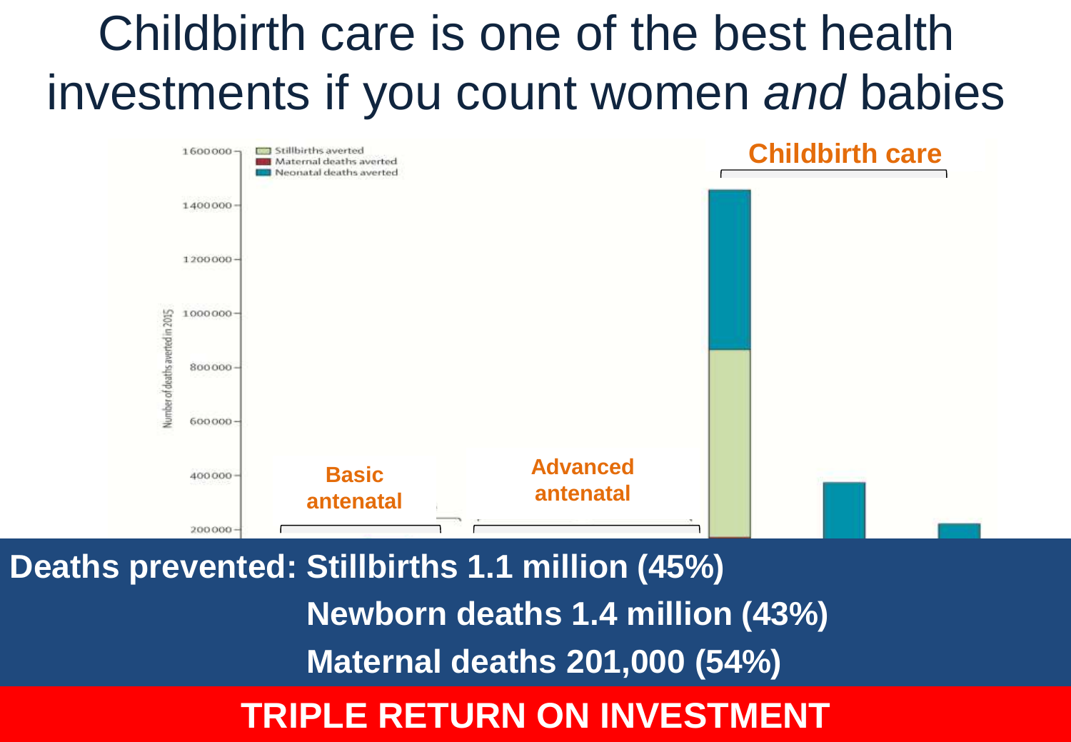# Childbirth care is one of the best health investments if you count women *and* babies

Stillbirths averted
Maternal deaths averted
Neonatal deaths averted

Number of deaths averted in 2015

1600000
1400000
1200000
1000000
800000
600000
400000
200000

**Basic antenatal**

**Advanced antenatal**

**Childbirth care**

**Deaths prevented: Stillbirths 1.1 million (45%)**
**Newborn deaths 1.4 million (43%)**
**Maternal deaths 201,000 (54%)**

**TRIPLE RETURN ON INVESTMENT**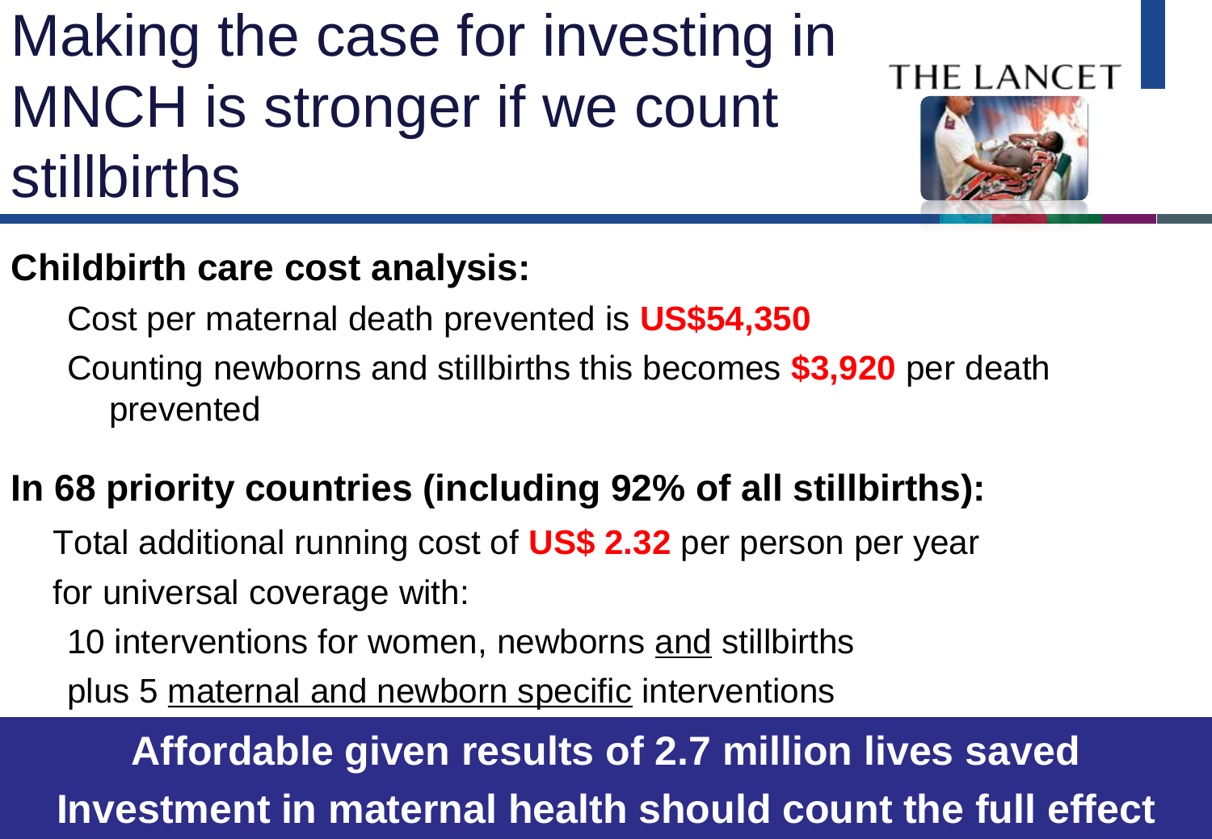# Making the case for investing in MNCH is stronger if we count stillbirths

THE LANCET

**Childbirth care cost analysis:**

- Cost per maternal death prevented is **US$54,350**
- Counting newborns and stillbirths this becomes **$3,920** per death prevented

**In 68 priority countries (including 92% of all stillbirths):**

Total additional running cost of **US$ 2.32** per person per year for universal coverage with:

- 10 interventions for women, newborns and stillbirths
- plus 5 maternal and newborn specific interventions

**Affordable given results of 2.7 million lives saved**

**Investment in maternal health should count the full effect**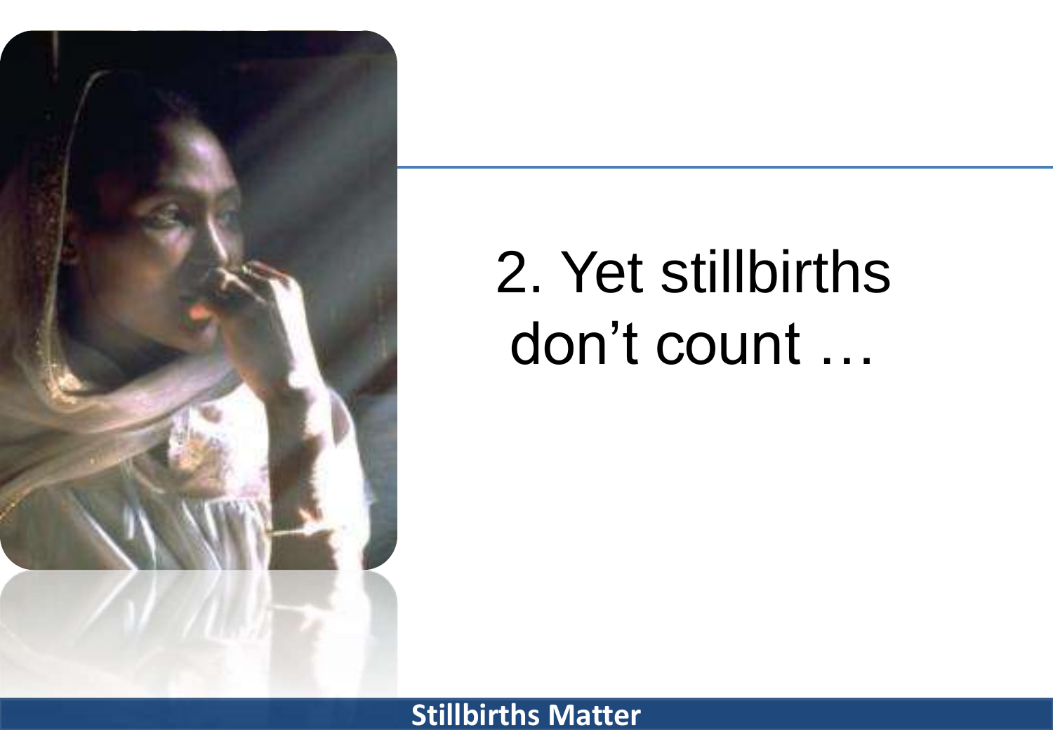# 2. Yet stillbirths don't count …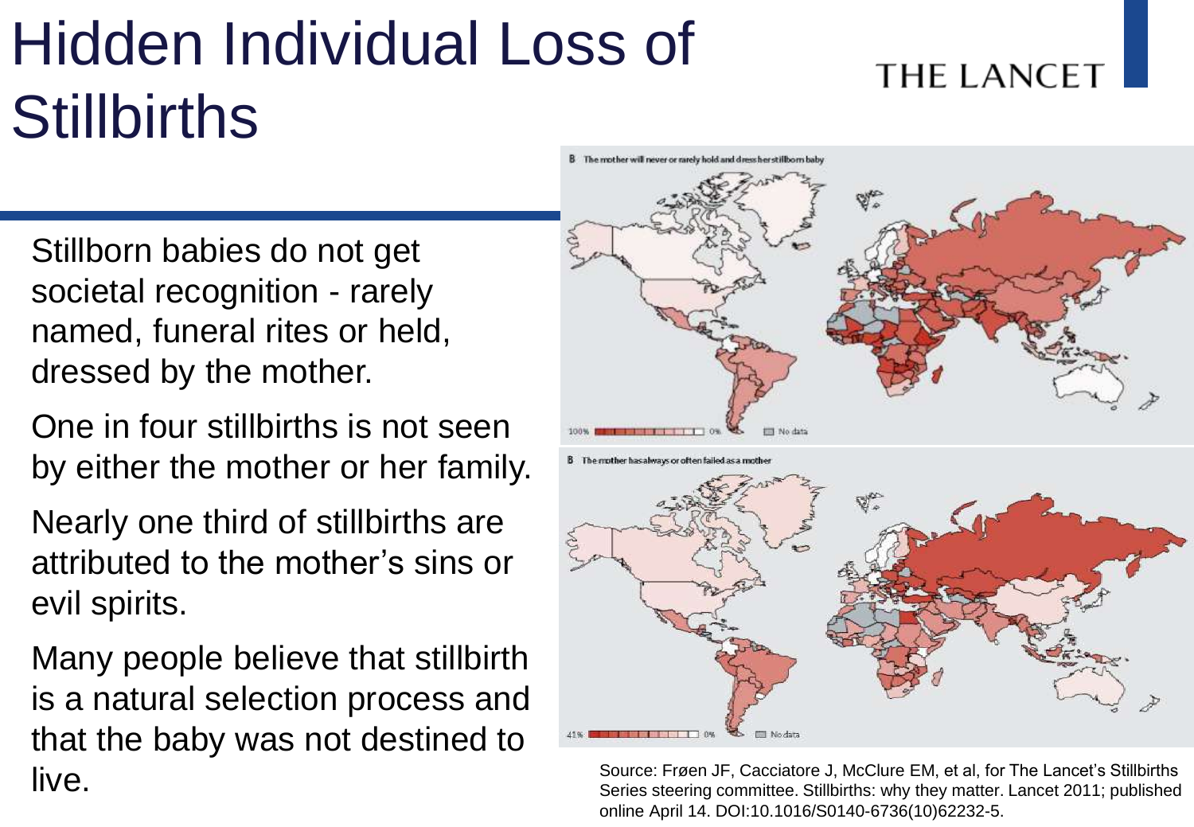# Hidden Individual Loss of Stillbirths

THE LANCET

- Stillborn babies do not get societal recognition - rarely named, funeral rites or held, dressed by the mother.
- One in four stillbirths is not seen by either the mother or her family.
- Nearly one third of stillbirths are attributed to the mother's sins or evil spirits.
- Many people believe that stillbirth is a natural selection process and that the baby was not destined to live.

B The mother will never or rarely hold and dress her stillborn baby

100% — 0% — No data

B The mother has always or often failed as a mother

41% — 0% — No data

Source: Frøen JF, Cacciatore J, McClure EM, et al, for The Lancet's Stillbirths Series steering committee. Stillbirths: why they matter. Lancet 2011; published online April 14. DOI:10.1016/S0140-6736(10)62232-5.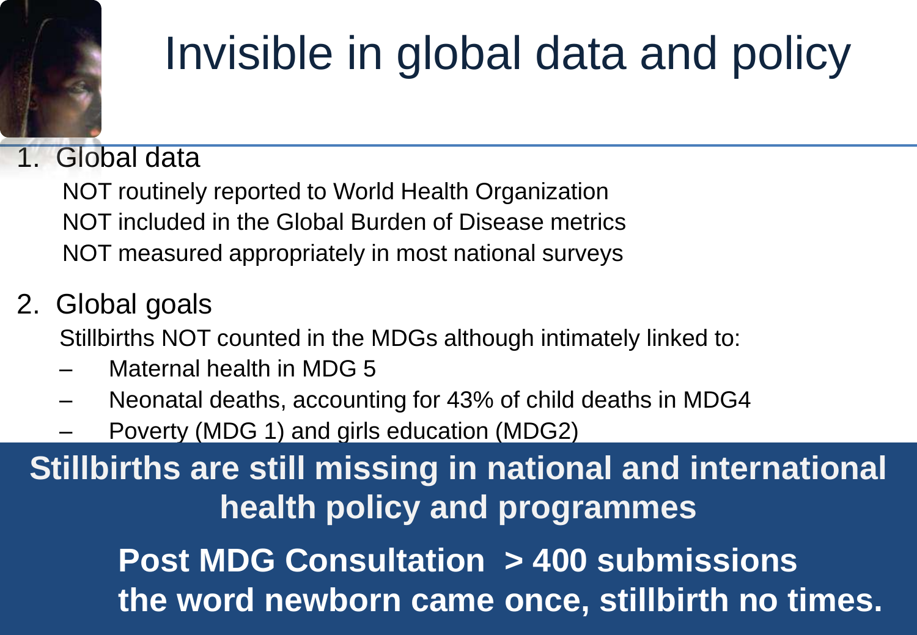# Invisible in global data and policy

1. Global data

   NOT routinely reported to World Health Organization

   NOT included in the Global Burden of Disease metrics

   NOT measured appropriately in most national surveys

2. Global goals

   Stillbirths NOT counted in the MDGs although intimately linked to:

   - Maternal health in MDG 5
   - Neonatal deaths, accounting for 43% of child deaths in MDG4
   - Poverty (MDG 1) and girls education (MDG2)

**Stillbirths are still missing in national and international health policy and programmes**

**Post MDG Consultation > 400 submissions the word newborn came once, stillbirth no times.**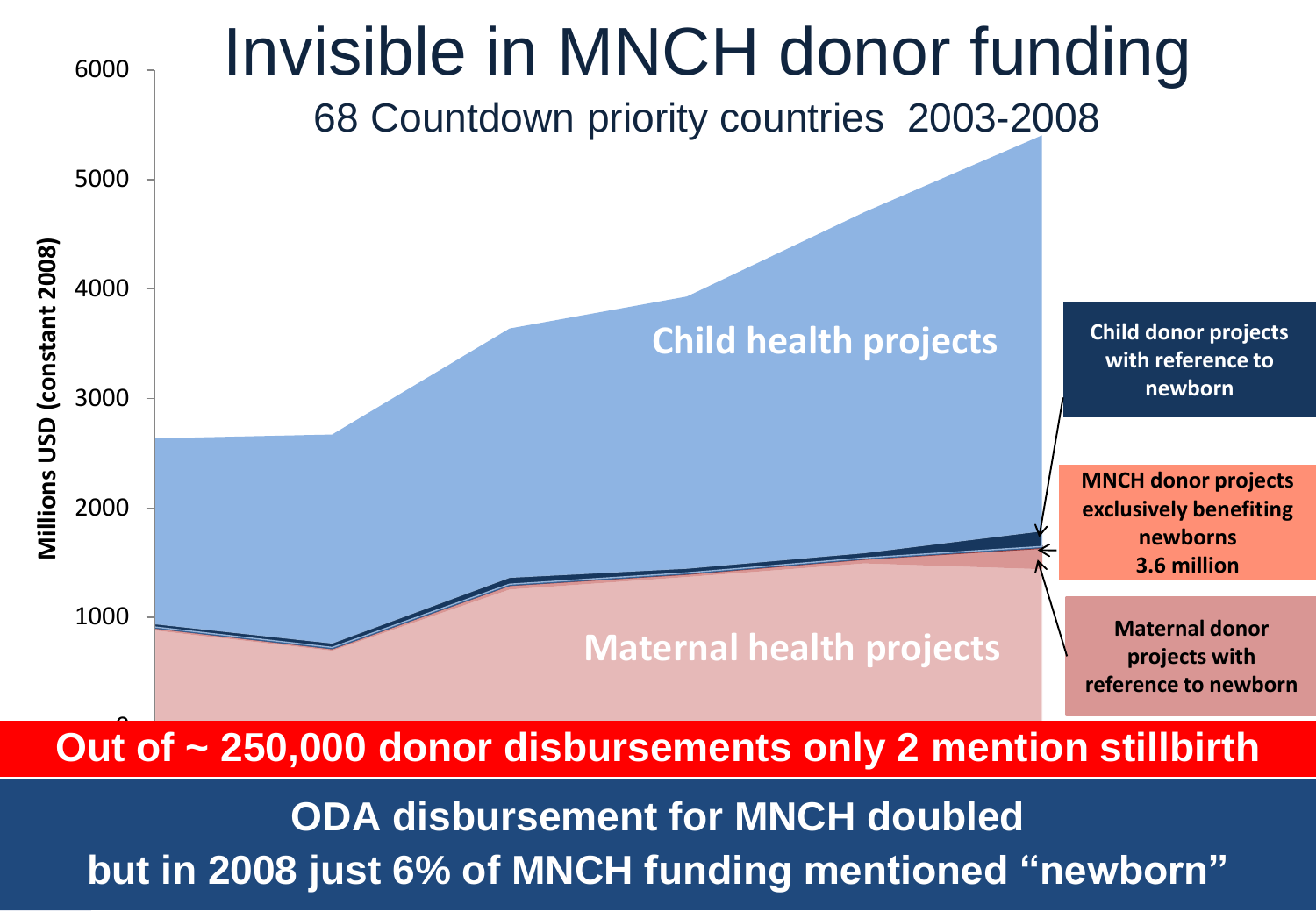# Invisible in MNCH donor funding

68 Countdown priority countries 2003-2008

Millions USD (constant 2008)

6000
5000
4000
3000
2000
1000
0

Child health projects

Maternal health projects

Child donor projects with reference to newborn

MNCH donor projects exclusively benefiting newborns 3.6 million

Maternal donor projects with reference to newborn

**Out of ~ 250,000 donor disbursements only 2 mention stillbirth**

**ODA disbursement for MNCH doubled but in 2008 just 6% of MNCH funding mentioned "newborn"**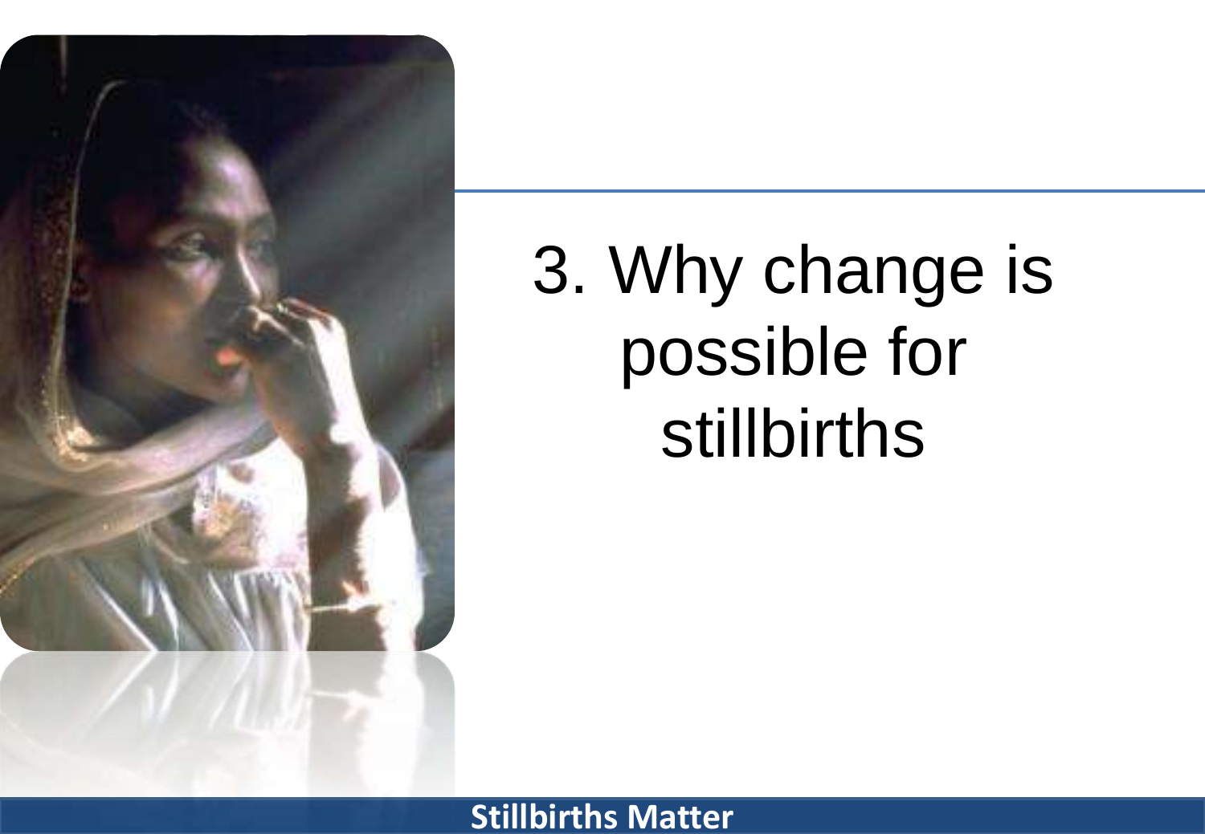# 3. Why change is possible for stillbirths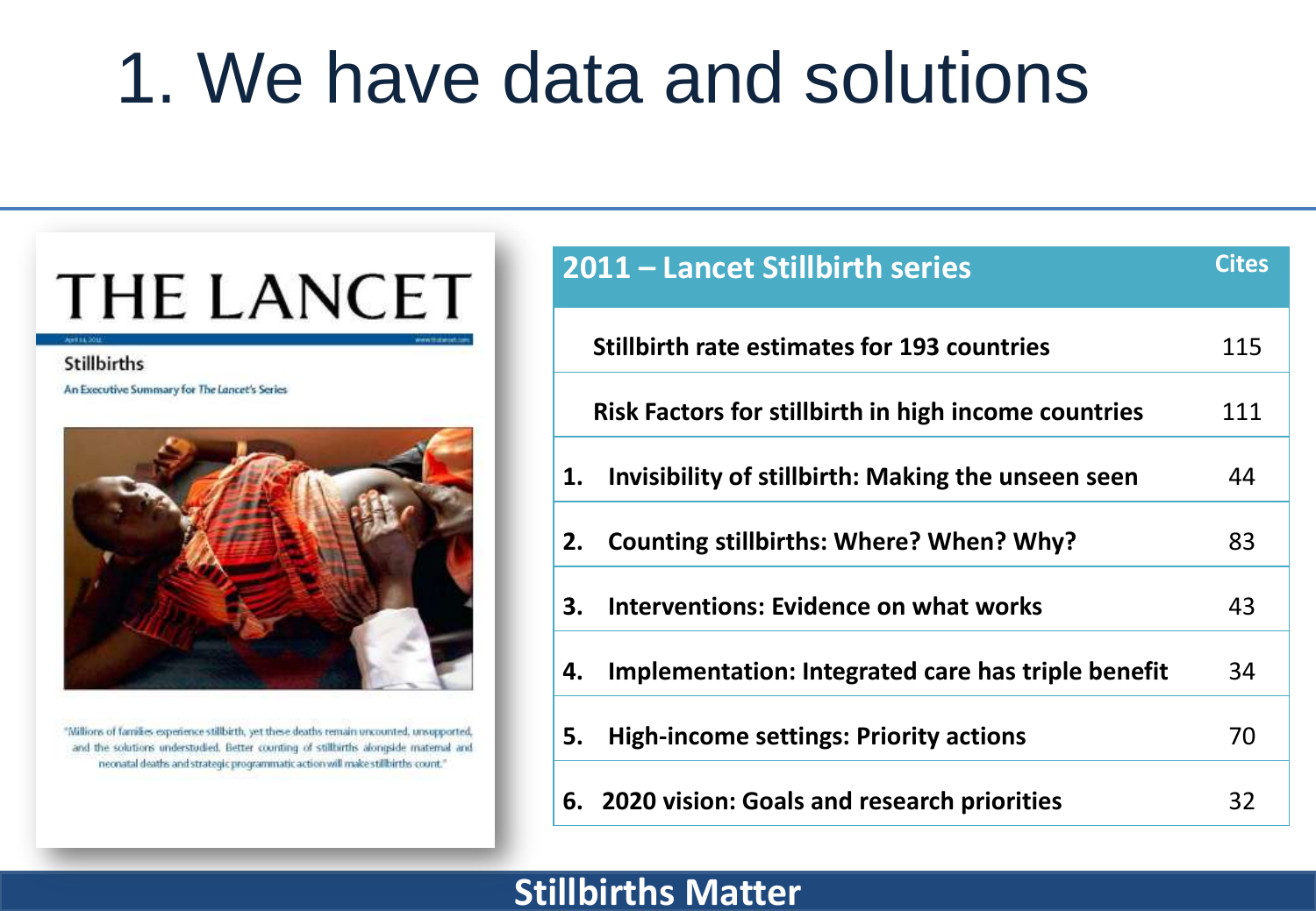# 1. We have data and solutions

THE LANCET

Stillbirths

An Executive Summary for *The Lancet's* Series

"Millions of families experience stillbirth, yet these deaths remain uncounted, unsupported, and the solutions understudied. Better counting of stillbirths alongside maternal and neonatal deaths and strategic programmatic action will make stillbirths count."

| 2011 – Lancet Stillbirth series | Cites |
|---|---|
| Stillbirth rate estimates for 193 countries | 115 |
| Risk Factors for stillbirth in high income countries | 111 |
| 1. Invisibility of stillbirth: Making the unseen seen | 44 |
| 2. Counting stillbirths: Where? When? Why? | 83 |
| 3. Interventions: Evidence on what works | 43 |
| 4. Implementation: Integrated care has triple benefit | 34 |
| 5. High-income settings: Priority actions | 70 |
| 6. 2020 vision: Goals and research priorities | 32 |

Stillbirths Matter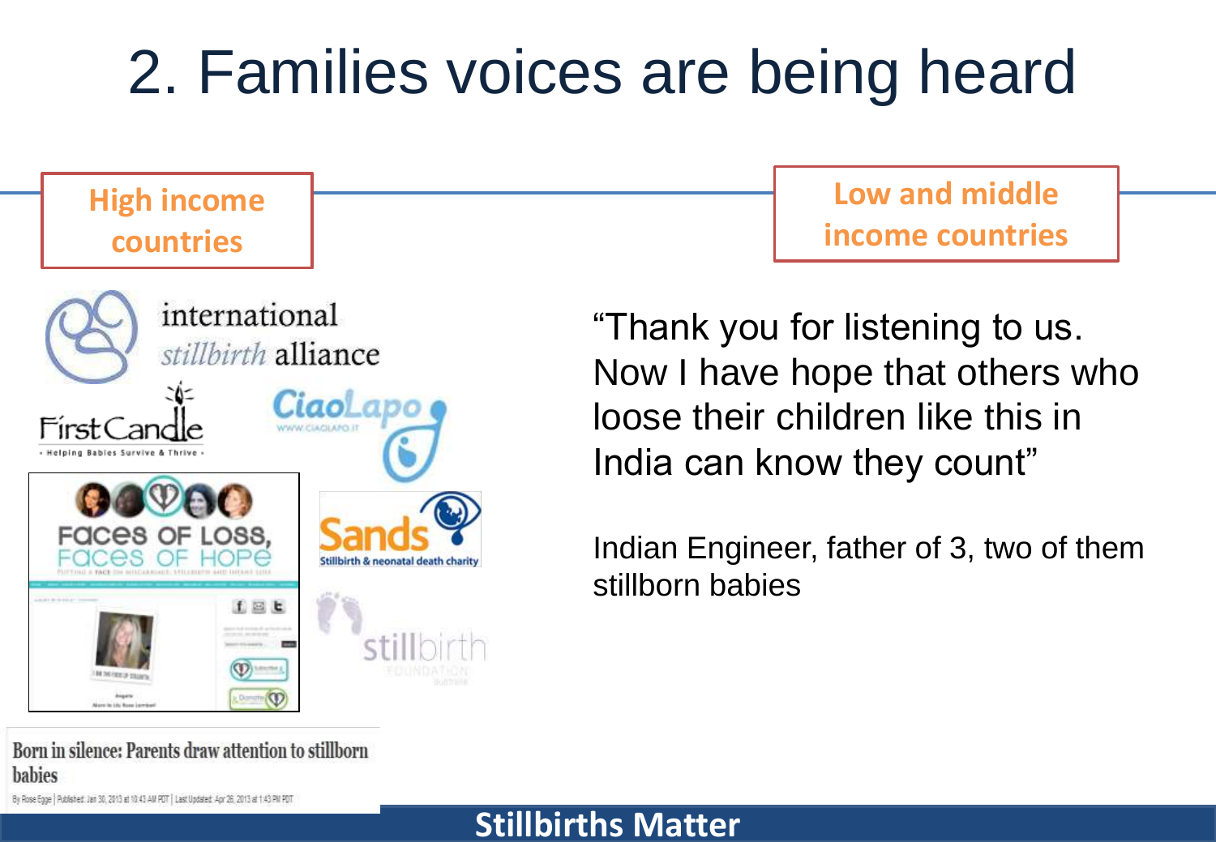# 2. Families voices are being heard

**High income countries**

international *stillbirth* alliance

First Candle – Helping Babies Survive & Thrive –

CiaoLapo – WWW.CIAOLAPO.IT

Faces of Loss, Faces of Hope

Sands – Stillbirth & neonatal death charity

stillbirth FOUNDATION australia

Born in silence: Parents draw attention to stillborn babies

By Rose Egge | Published: Jan 30, 2013 at 10:43 AM PDT | Last Updated: Apr 26, 2013 at 1:43 PM PDT

**Low and middle income countries**

"Thank you for listening to us. Now I have hope that others who loose their children like this in India can know they count"

Indian Engineer, father of 3, two of them stillborn babies

**Stillbirths Matter**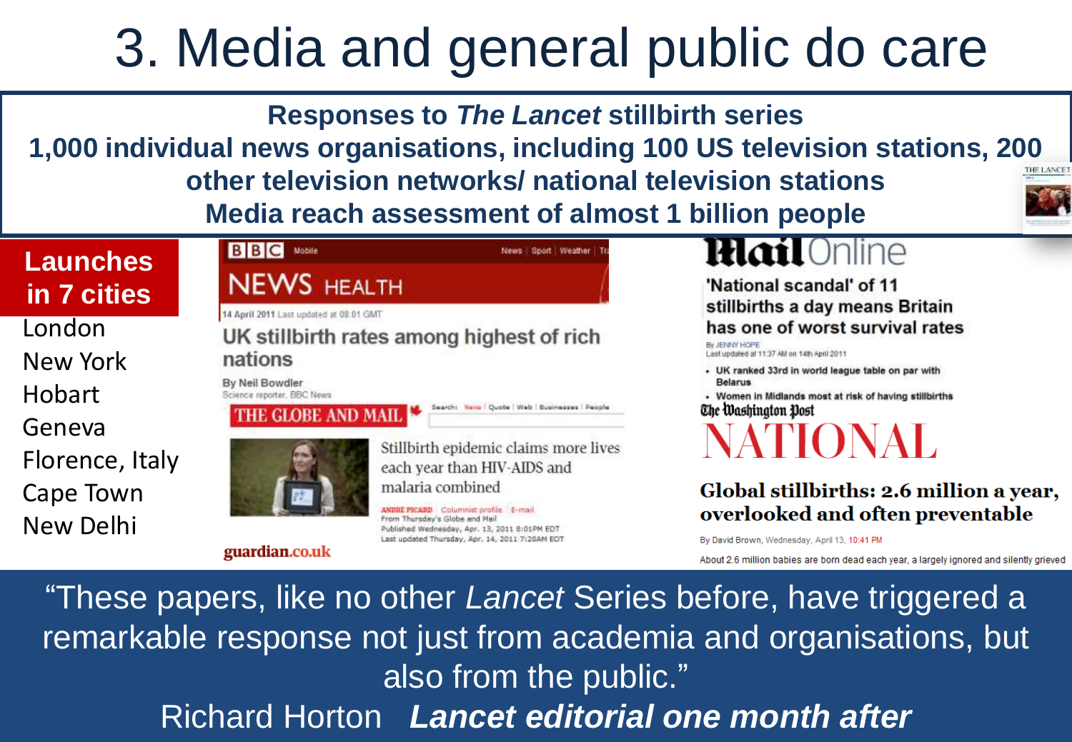# 3. Media and general public do care

**Responses to *The Lancet* stillbirth series**
**1,000 individual news organisations, including 100 US television stations, 200 other television networks/ national television stations**
**Media reach assessment of almost 1 billion people**

**Launches in 7 cities**

- London
- New York
- Hobart
- Geneva
- Florence, Italy
- Cape Town
- New Delhi

**BBC NEWS HEALTH**

14 April 2011 Last updated at 08:01 GMT

**UK stillbirth rates among highest of rich nations**

By Neil Bowdler
Science reporter, BBC News

**THE GLOBE AND MAIL**

Stillbirth epidemic claims more lives each year than HIV-AIDS and malaria combined

ANDRE PICARD | Columnist profile | E-mail
From Thursday's Globe and Mail
Published Wednesday, Apr. 13, 2011 8:01PM EDT
Last updated Thursday, Apr. 14, 2011 7:20AM EDT

guardian.co.uk

**MailOnline**

**'National scandal' of 11 stillbirths a day means Britain has one of worst survival rates**

By JENNY HOPE
Last updated at 11:37 AM on 14th April 2011

- UK ranked 33rd in world league table on par with Belarus
- Women in Midlands most at risk of having stillbirths

**The Washington Post**

**NATIONAL**

**Global stillbirths: 2.6 million a year, overlooked and often preventable**

By David Brown, Wednesday, April 13, 10:41 PM

About 2.6 million babies are born dead each year, a largely ignored and silently grieved

"These papers, like no other *Lancet* Series before, have triggered a remarkable response not just from academia and organisations, but also from the public."

Richard Horton ***Lancet editorial one month after***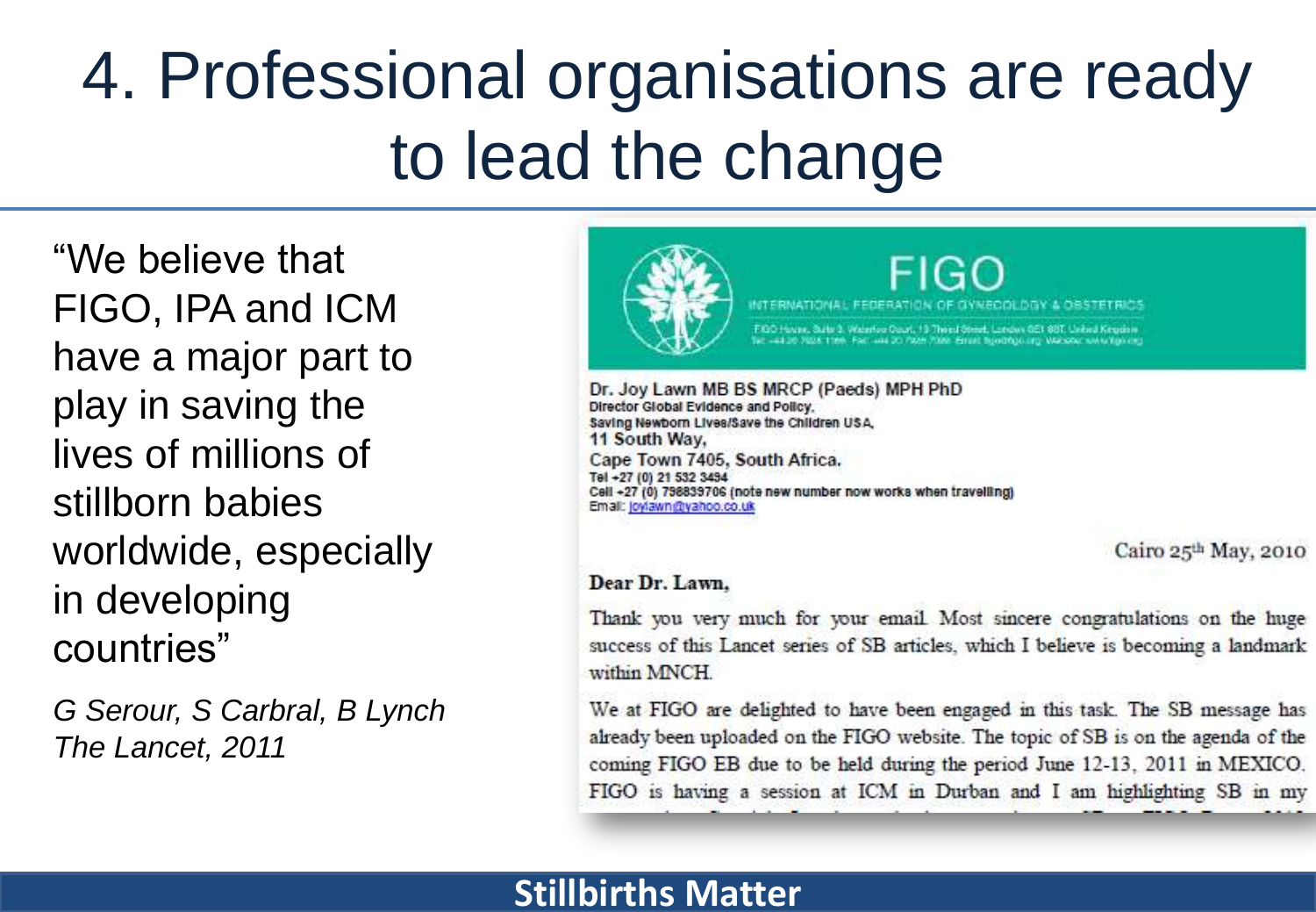# 4. Professional organisations are ready to lead the change

"We believe that FIGO, IPA and ICM have a major part to play in saving the lives of millions of stillborn babies worldwide, especially in developing countries"

*G Serour, S Carbral, B Lynch*
*The Lancet, 2011*

**FIGO**
INTERNATIONAL FEDERATION OF GYNECOLOGY & OBSTETRICS

Dr. Joy Lawn MB BS MRCP (Paeds) MPH PhD
Director Global Evidence and Policy,
Saving Newborn Lives/Save the Children USA,
11 South Way,
Cape Town 7405, South Africa.
Tel +27 (0) 21 532 3494
Cell +27 (0) 798839706 (note new number now works when travelling)
Email: joylawn@yahoo.co.uk

Cairo 25th May, 2010

Dear Dr. Lawn,

Thank you very much for your email. Most sincere congratulations on the huge success of this Lancet series of SB articles, which I believe is becoming a landmark within MNCH.

We at FIGO are delighted to have been engaged in this task. The SB message has already been uploaded on the FIGO website. The topic of SB is on the agenda of the coming FIGO EB due to be held during the period June 12-13, 2011 in MEXICO. FIGO is having a session at ICM in Durban and I am highlighting SB in my

**Stillbirths Matter**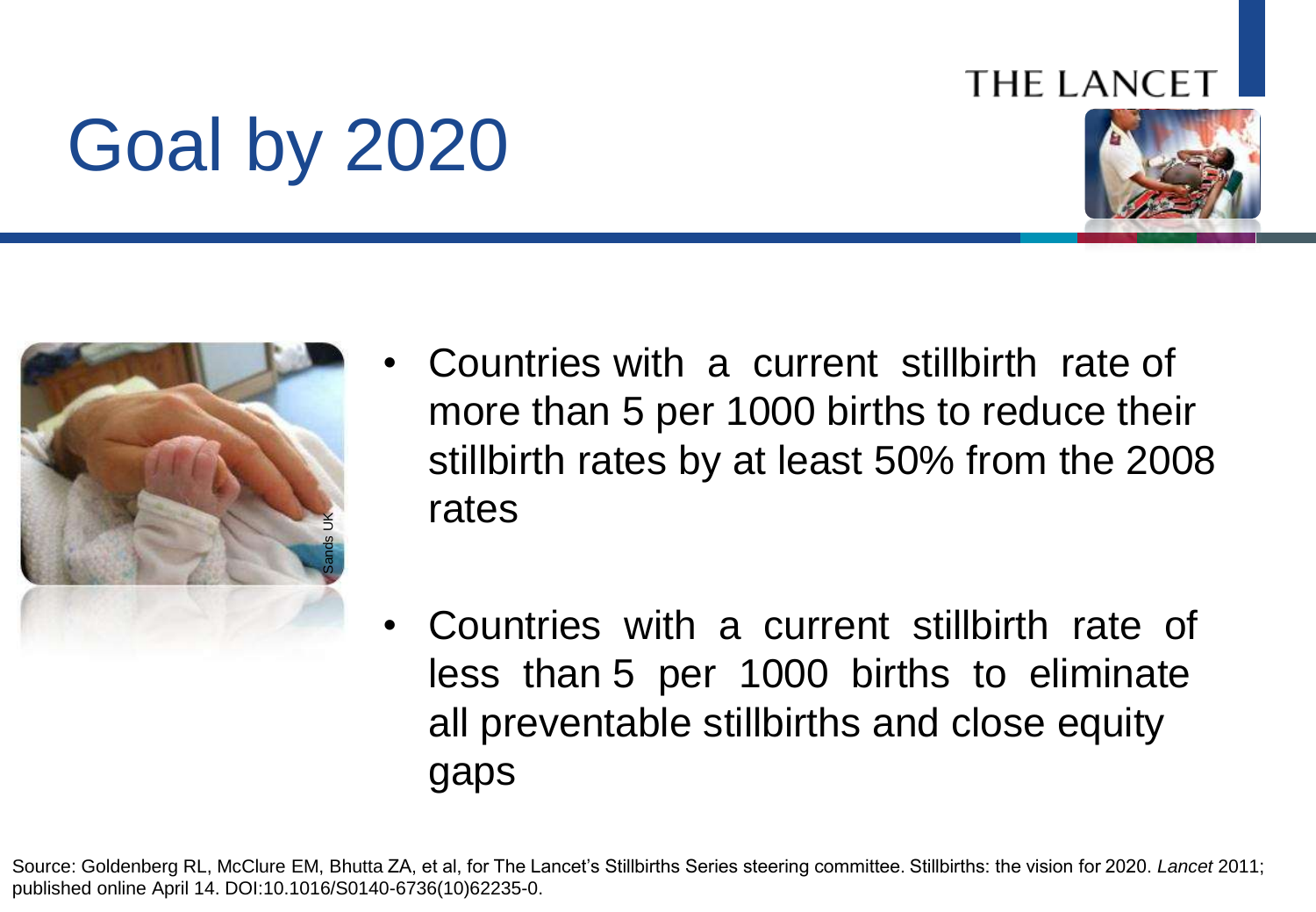# Goal by 2020

- Countries with a current stillbirth rate of more than 5 per 1000 births to reduce their stillbirth rates by at least 50% from the 2008 rates

- Countries with a current stillbirth rate of less than 5 per 1000 births to eliminate all preventable stillbirths and close equity gaps

Source: Goldenberg RL, McClure EM, Bhutta ZA, et al, for The Lancet's Stillbirths Series steering committee. Stillbirths: the vision for 2020. *Lancet* 2011; published online April 14. DOI:10.1016/S0140-6736(10)62235-0.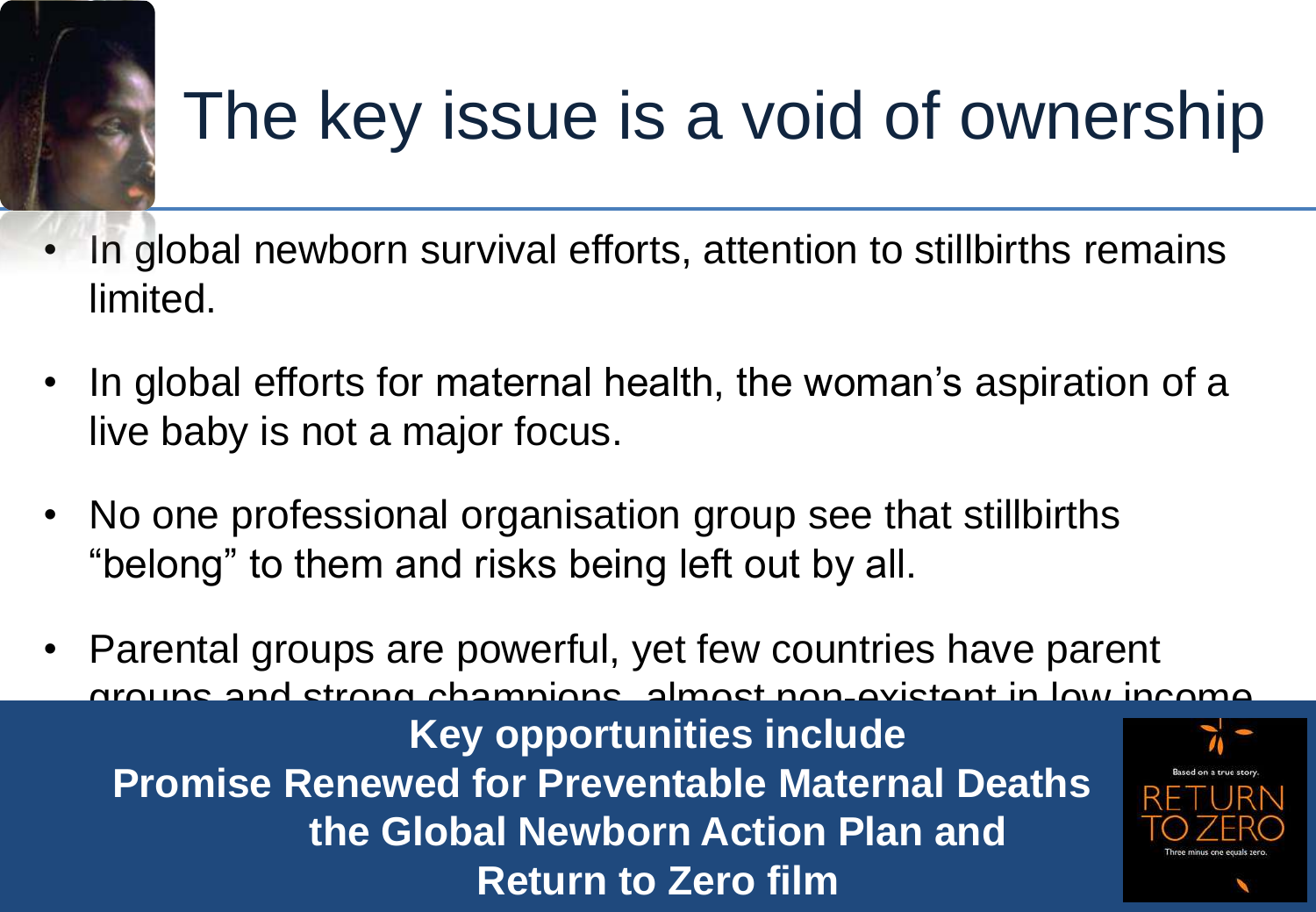# The key issue is a void of ownership

- In global newborn survival efforts, attention to stillbirths remains limited.
- In global efforts for maternal health, the woman's aspiration of a live baby is not a major focus.
- No one professional organisation group see that stillbirths "belong" to them and risks being left out by all.
- Parental groups are powerful, yet few countries have parent groups and strong champions, almost non-existent in low income

**Key opportunities include**
**Promise Renewed for Preventable Maternal Deaths**
**the Global Newborn Action Plan and**
**Return to Zero film**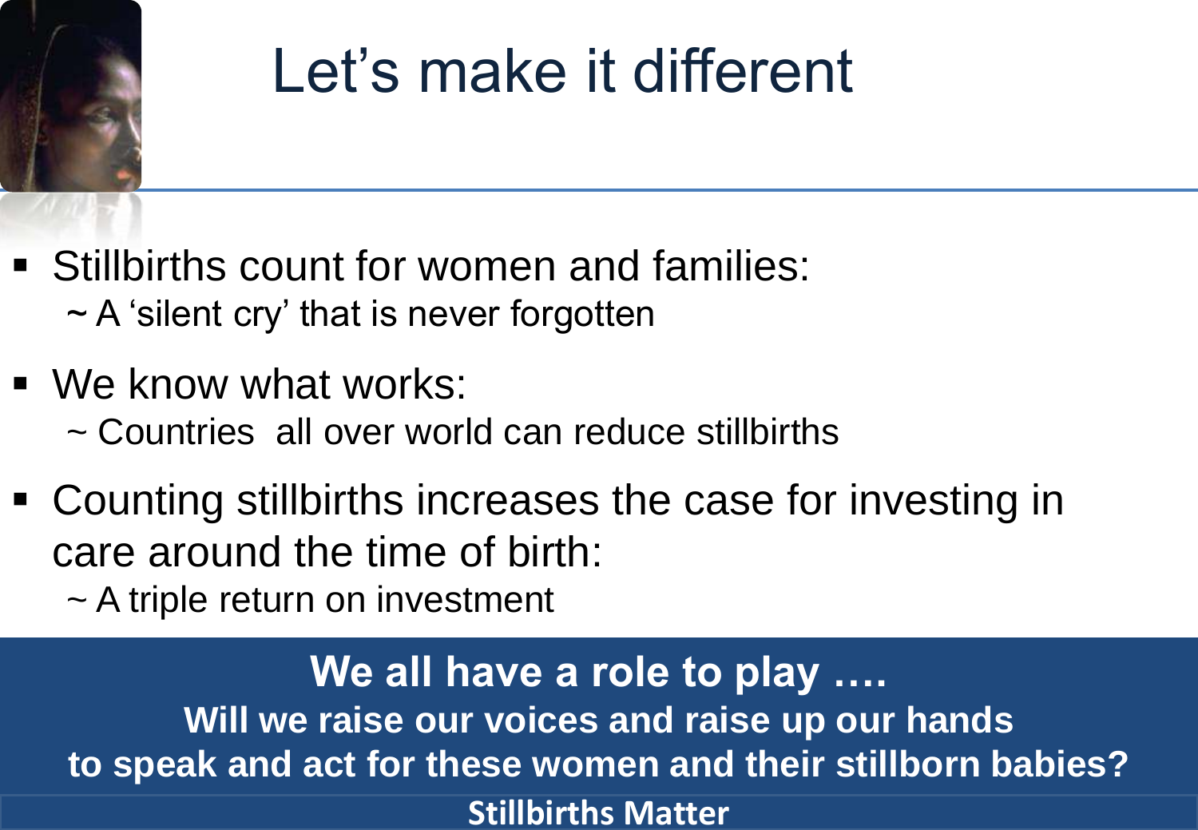# Let's make it different

- Stillbirths count for women and families:
  ~ A 'silent cry' that is never forgotten
- We know what works:
  ~ Countries  all over world can reduce stillbirths
- Counting stillbirths increases the case for investing in care around the time of birth:
  ~ A triple return on investment

**We all have a role to play ….**

**Will we raise our voices and raise up our hands to speak and act for these women and their stillborn babies?**

**Stillbirths Matter**